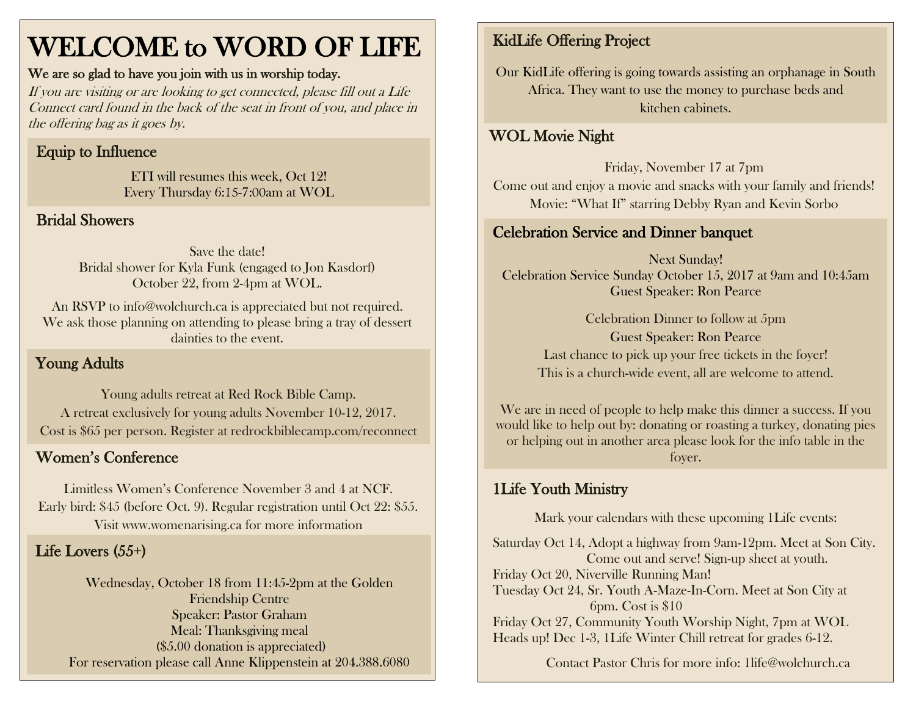# WELCOME to WORD OF LIFE

**We are so glad to have you join with us in worship today.**

*If you are visiting or are looking to get connected, please fill out a Life Connect card found in the back of the seat in front of you, and place in the offering bag as it goes by.*

## Equip to Influence

ETI will resumes this week, Oct 12!
Every Thursday 6:15-7:00am at WOL

## Bridal Showers

Save the date!
Bridal shower for Kyla Funk (engaged to Jon Kasdorf)
October 22, from 2-4pm at WOL.

An RSVP to info@wolchurch.ca is appreciated but not required. We ask those planning on attending to please bring a tray of dessert dainties to the event.

## Young Adults

Young adults retreat at Red Rock Bible Camp.
A retreat exclusively for young adults November 10-12, 2017.
Cost is $65 per person. Register at redrockbiblecamp.com/reconnect

## Women's Conference

Limitless Women's Conference November 3 and 4 at NCF.
Early bird: $45 (before Oct. 9). Regular registration until Oct 22: $55.
Visit www.womenarising.ca for more information

## Life Lovers (55+)

Wednesday, October 18 from 11:45-2pm at the Golden Friendship Centre
Speaker: Pastor Graham
Meal: Thanksgiving meal
($5.00 donation is appreciated)
For reservation please call Anne Klippenstein at 204.388.6080

## KidLife Offering Project

Our KidLife offering is going towards assisting an orphanage in South Africa. They want to use the money to purchase beds and kitchen cabinets.

## WOL Movie Night

Friday, November 17 at 7pm
Come out and enjoy a movie and snacks with your family and friends!
Movie: "What If" starring Debby Ryan and Kevin Sorbo

## Celebration Service and Dinner banquet

Next Sunday!
Celebration Service Sunday October 15, 2017 at 9am and 10:45am
Guest Speaker: Ron Pearce

Celebration Dinner to follow at 5pm
Guest Speaker: Ron Pearce
Last chance to pick up your free tickets in the foyer!
This is a church-wide event, all are welcome to attend.

We are in need of people to help make this dinner a success. If you would like to help out by: donating or roasting a turkey, donating pies or helping out in another area please look for the info table in the foyer.

## 1Life Youth Ministry

Mark your calendars with these upcoming 1Life events:

Saturday Oct 14, Adopt a highway from 9am-12pm. Meet at Son City. Come out and serve! Sign-up sheet at youth.
Friday Oct 20, Niverville Running Man!
Tuesday Oct 24, Sr. Youth A-Maze-In-Corn. Meet at Son City at 6pm. Cost is $10
Friday Oct 27, Community Youth Worship Night, 7pm at WOL
Heads up! Dec 1-3, 1Life Winter Chill retreat for grades 6-12.

Contact Pastor Chris for more info: 1life@wolchurch.ca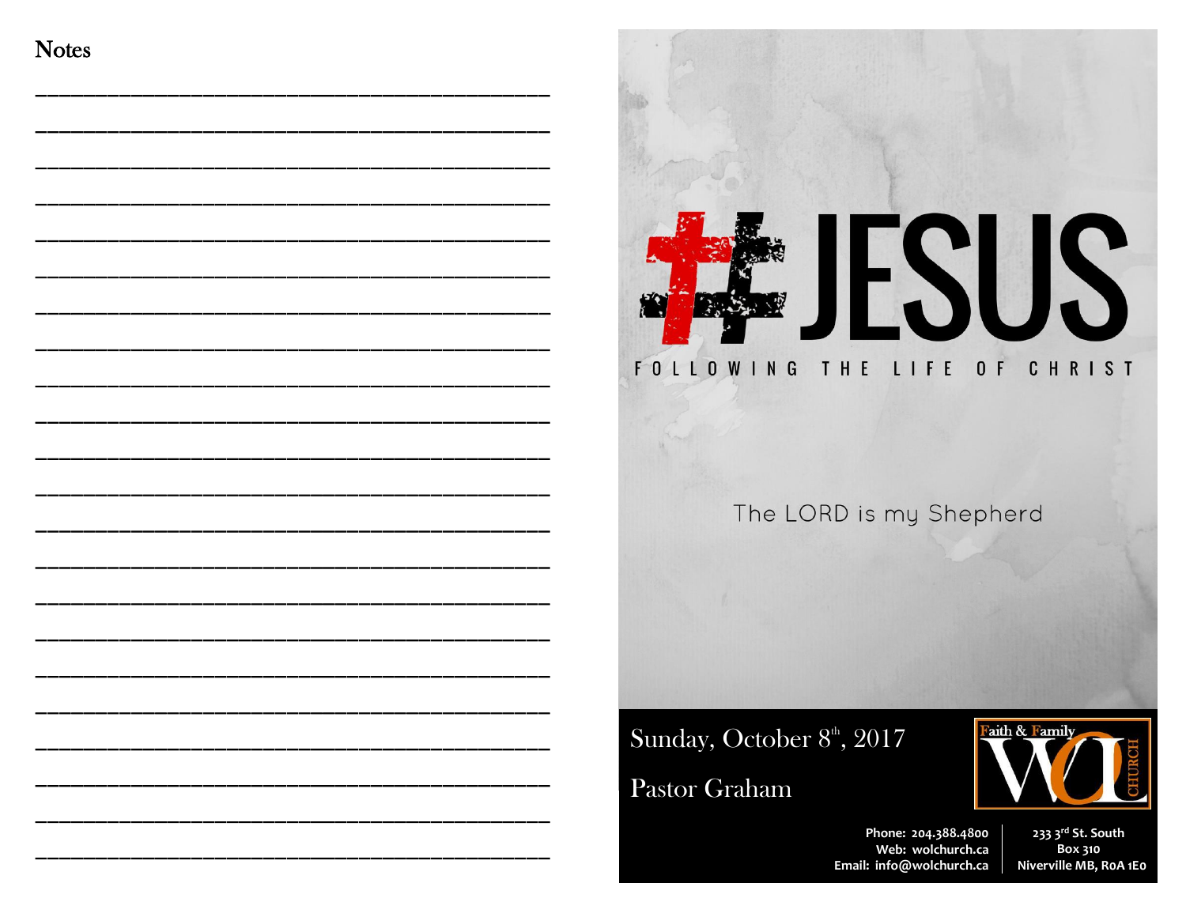## Notes

______________________________________________

______________________________________________

______________________________________________

______________________________________________

______________________________________________

______________________________________________

______________________________________________

______________________________________________

______________________________________________

______________________________________________

______________________________________________

______________________________________________

______________________________________________

______________________________________________

______________________________________________

______________________________________________

______________________________________________

______________________________________________

______________________________________________

______________________________________________

______________________________________________

______________________________________________

# #JESUS

FOLLOWING THE LIFE OF CHRIST

The LORD is my Shepherd

Sunday, October 8th, 2017

Pastor Graham

Faith & Family WOL CHURCH

Phone: 204.388.4800
Web: wolchurch.ca
Email: info@wolchurch.ca

233 3rd St. South
Box 310
Niverville MB, R0A 1E0